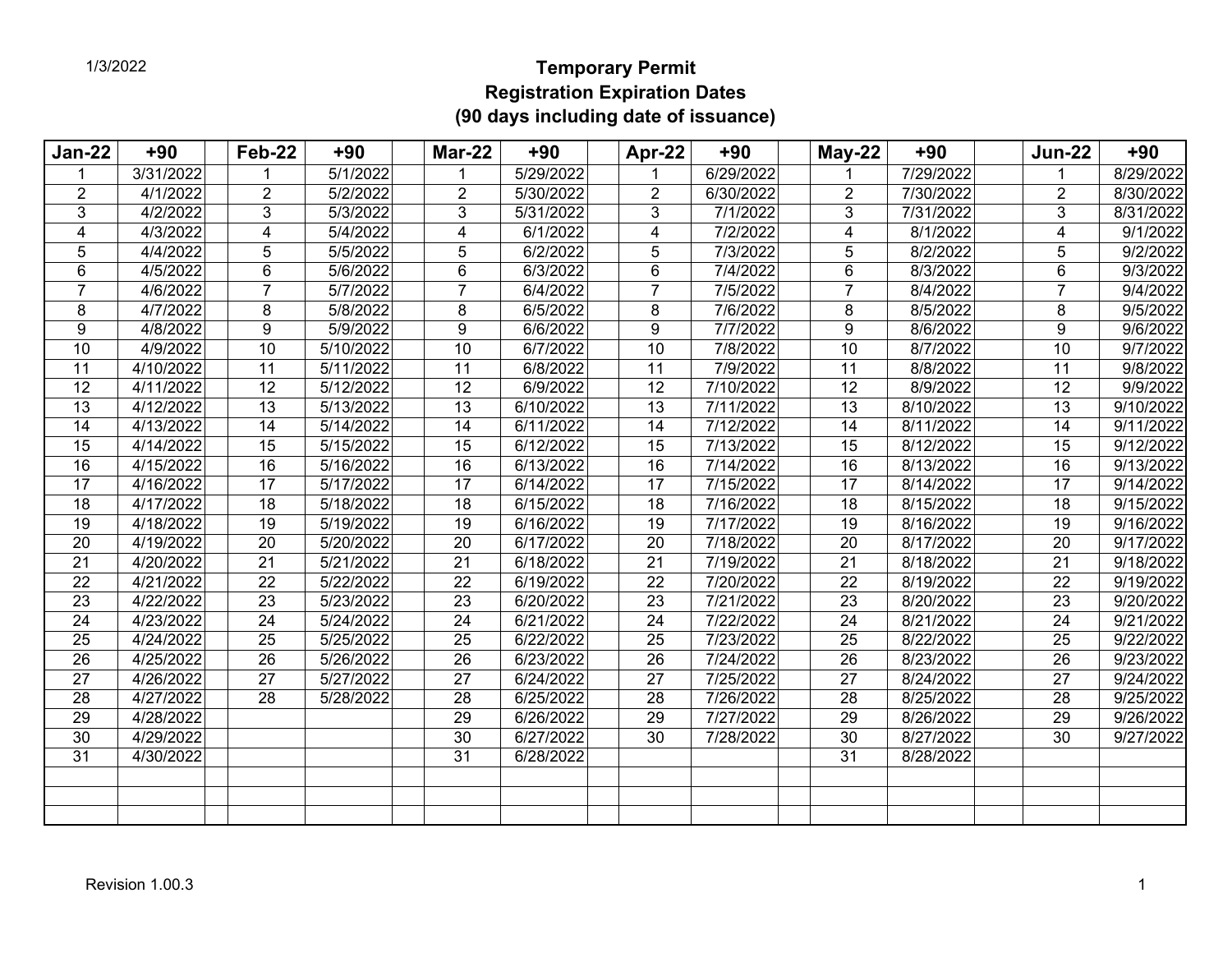1/3/2022

# Temporary Permit
## Registration Expiration Dates
## (90 days including date of issuance)

| Jan-22 | +90 | | Feb-22 | +90 | | Mar-22 | +90 | | Apr-22 | +90 | | May-22 | +90 | | Jun-22 | +90 |
|---|---|---|---|---|---|---|---|---|---|---|---|---|---|---|---|---|
| 1 | 3/31/2022 | | 1 | 5/1/2022 | | 1 | 5/29/2022 | | 1 | 6/29/2022 | | 1 | 7/29/2022 | | 1 | 8/29/2022 |
| 2 | 4/1/2022 | | 2 | 5/2/2022 | | 2 | 5/30/2022 | | 2 | 6/30/2022 | | 2 | 7/30/2022 | | 2 | 8/30/2022 |
| 3 | 4/2/2022 | | 3 | 5/3/2022 | | 3 | 5/31/2022 | | 3 | 7/1/2022 | | 3 | 7/31/2022 | | 3 | 8/31/2022 |
| 4 | 4/3/2022 | | 4 | 5/4/2022 | | 4 | 6/1/2022 | | 4 | 7/2/2022 | | 4 | 8/1/2022 | | 4 | 9/1/2022 |
| 5 | 4/4/2022 | | 5 | 5/5/2022 | | 5 | 6/2/2022 | | 5 | 7/3/2022 | | 5 | 8/2/2022 | | 5 | 9/2/2022 |
| 6 | 4/5/2022 | | 6 | 5/6/2022 | | 6 | 6/3/2022 | | 6 | 7/4/2022 | | 6 | 8/3/2022 | | 6 | 9/3/2022 |
| 7 | 4/6/2022 | | 7 | 5/7/2022 | | 7 | 6/4/2022 | | 7 | 7/5/2022 | | 7 | 8/4/2022 | | 7 | 9/4/2022 |
| 8 | 4/7/2022 | | 8 | 5/8/2022 | | 8 | 6/5/2022 | | 8 | 7/6/2022 | | 8 | 8/5/2022 | | 8 | 9/5/2022 |
| 9 | 4/8/2022 | | 9 | 5/9/2022 | | 9 | 6/6/2022 | | 9 | 7/7/2022 | | 9 | 8/6/2022 | | 9 | 9/6/2022 |
| 10 | 4/9/2022 | | 10 | 5/10/2022 | | 10 | 6/7/2022 | | 10 | 7/8/2022 | | 10 | 8/7/2022 | | 10 | 9/7/2022 |
| 11 | 4/10/2022 | | 11 | 5/11/2022 | | 11 | 6/8/2022 | | 11 | 7/9/2022 | | 11 | 8/8/2022 | | 11 | 9/8/2022 |
| 12 | 4/11/2022 | | 12 | 5/12/2022 | | 12 | 6/9/2022 | | 12 | 7/10/2022 | | 12 | 8/9/2022 | | 12 | 9/9/2022 |
| 13 | 4/12/2022 | | 13 | 5/13/2022 | | 13 | 6/10/2022 | | 13 | 7/11/2022 | | 13 | 8/10/2022 | | 13 | 9/10/2022 |
| 14 | 4/13/2022 | | 14 | 5/14/2022 | | 14 | 6/11/2022 | | 14 | 7/12/2022 | | 14 | 8/11/2022 | | 14 | 9/11/2022 |
| 15 | 4/14/2022 | | 15 | 5/15/2022 | | 15 | 6/12/2022 | | 15 | 7/13/2022 | | 15 | 8/12/2022 | | 15 | 9/12/2022 |
| 16 | 4/15/2022 | | 16 | 5/16/2022 | | 16 | 6/13/2022 | | 16 | 7/14/2022 | | 16 | 8/13/2022 | | 16 | 9/13/2022 |
| 17 | 4/16/2022 | | 17 | 5/17/2022 | | 17 | 6/14/2022 | | 17 | 7/15/2022 | | 17 | 8/14/2022 | | 17 | 9/14/2022 |
| 18 | 4/17/2022 | | 18 | 5/18/2022 | | 18 | 6/15/2022 | | 18 | 7/16/2022 | | 18 | 8/15/2022 | | 18 | 9/15/2022 |
| 19 | 4/18/2022 | | 19 | 5/19/2022 | | 19 | 6/16/2022 | | 19 | 7/17/2022 | | 19 | 8/16/2022 | | 19 | 9/16/2022 |
| 20 | 4/19/2022 | | 20 | 5/20/2022 | | 20 | 6/17/2022 | | 20 | 7/18/2022 | | 20 | 8/17/2022 | | 20 | 9/17/2022 |
| 21 | 4/20/2022 | | 21 | 5/21/2022 | | 21 | 6/18/2022 | | 21 | 7/19/2022 | | 21 | 8/18/2022 | | 21 | 9/18/2022 |
| 22 | 4/21/2022 | | 22 | 5/22/2022 | | 22 | 6/19/2022 | | 22 | 7/20/2022 | | 22 | 8/19/2022 | | 22 | 9/19/2022 |
| 23 | 4/22/2022 | | 23 | 5/23/2022 | | 23 | 6/20/2022 | | 23 | 7/21/2022 | | 23 | 8/20/2022 | | 23 | 9/20/2022 |
| 24 | 4/23/2022 | | 24 | 5/24/2022 | | 24 | 6/21/2022 | | 24 | 7/22/2022 | | 24 | 8/21/2022 | | 24 | 9/21/2022 |
| 25 | 4/24/2022 | | 25 | 5/25/2022 | | 25 | 6/22/2022 | | 25 | 7/23/2022 | | 25 | 8/22/2022 | | 25 | 9/22/2022 |
| 26 | 4/25/2022 | | 26 | 5/26/2022 | | 26 | 6/23/2022 | | 26 | 7/24/2022 | | 26 | 8/23/2022 | | 26 | 9/23/2022 |
| 27 | 4/26/2022 | | 27 | 5/27/2022 | | 27 | 6/24/2022 | | 27 | 7/25/2022 | | 27 | 8/24/2022 | | 27 | 9/24/2022 |
| 28 | 4/27/2022 | | 28 | 5/28/2022 | | 28 | 6/25/2022 | | 28 | 7/26/2022 | | 28 | 8/25/2022 | | 28 | 9/25/2022 |
| 29 | 4/28/2022 | | | | | 29 | 6/26/2022 | | 29 | 7/27/2022 | | 29 | 8/26/2022 | | 29 | 9/26/2022 |
| 30 | 4/29/2022 | | | | | 30 | 6/27/2022 | | 30 | 7/28/2022 | | 30 | 8/27/2022 | | 30 | 9/27/2022 |
| 31 | 4/30/2022 | | | | | 31 | 6/28/2022 | | | | | 31 | 8/28/2022 | | | |

Revision 1.00.3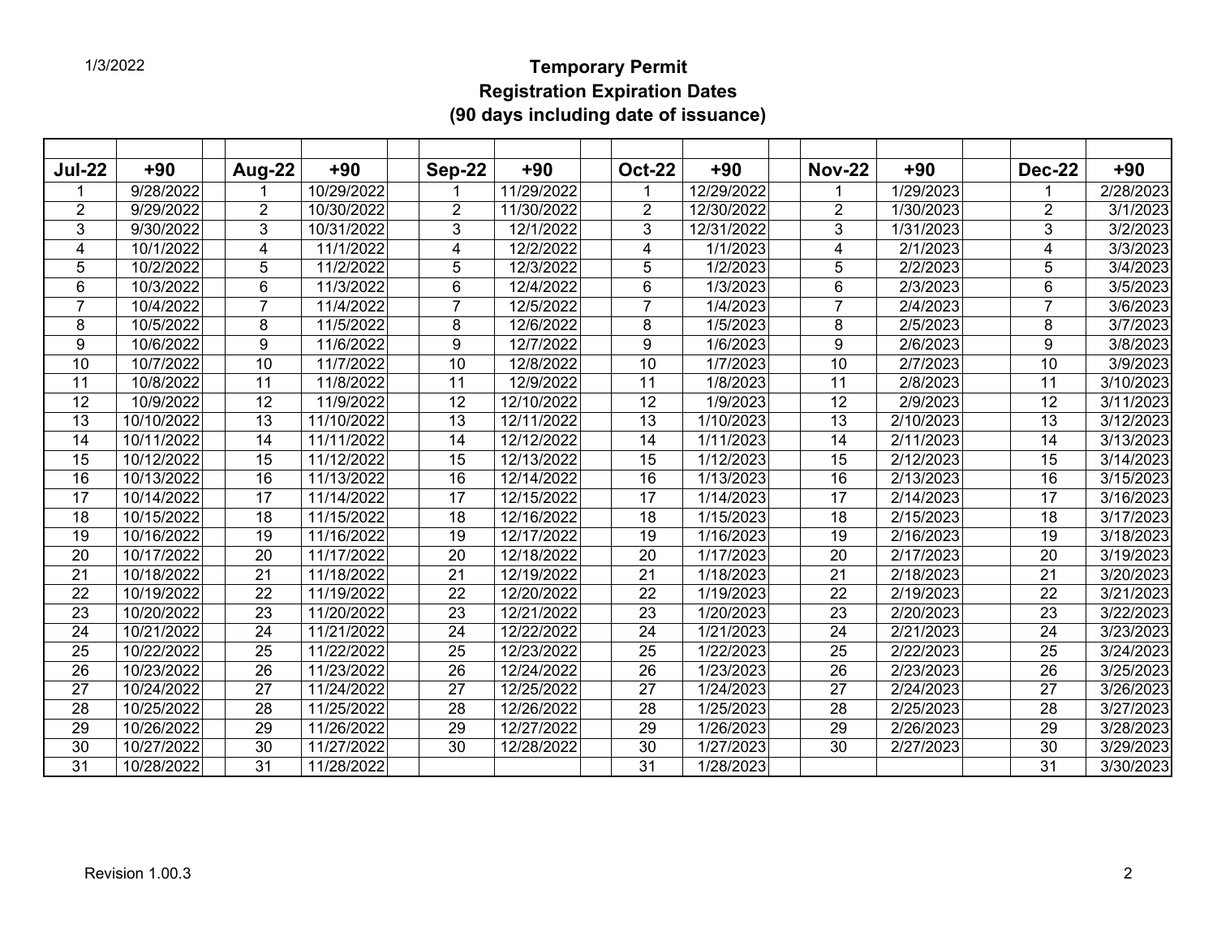**Temporary Permit**
**Registration Expiration Dates**
**(90 days including date of issuance)**

| Jul-22 | +90 | Aug-22 | +90 | Sep-22 | +90 | Oct-22 | +90 | Nov-22 | +90 | Dec-22 | +90 |
|---|---|---|---|---|---|---|---|---|---|---|---|
| 1 | 9/28/2022 | 1 | 10/29/2022 | 1 | 11/29/2022 | 1 | 12/29/2022 | 1 | 1/29/2023 | 1 | 2/28/2023 |
| 2 | 9/29/2022 | 2 | 10/30/2022 | 2 | 11/30/2022 | 2 | 12/30/2022 | 2 | 1/30/2023 | 2 | 3/1/2023 |
| 3 | 9/30/2022 | 3 | 10/31/2022 | 3 | 12/1/2022 | 3 | 12/31/2022 | 3 | 1/31/2023 | 3 | 3/2/2023 |
| 4 | 10/1/2022 | 4 | 11/1/2022 | 4 | 12/2/2022 | 4 | 1/1/2023 | 4 | 2/1/2023 | 4 | 3/3/2023 |
| 5 | 10/2/2022 | 5 | 11/2/2022 | 5 | 12/3/2022 | 5 | 1/2/2023 | 5 | 2/2/2023 | 5 | 3/4/2023 |
| 6 | 10/3/2022 | 6 | 11/3/2022 | 6 | 12/4/2022 | 6 | 1/3/2023 | 6 | 2/3/2023 | 6 | 3/5/2023 |
| 7 | 10/4/2022 | 7 | 11/4/2022 | 7 | 12/5/2022 | 7 | 1/4/2023 | 7 | 2/4/2023 | 7 | 3/6/2023 |
| 8 | 10/5/2022 | 8 | 11/5/2022 | 8 | 12/6/2022 | 8 | 1/5/2023 | 8 | 2/5/2023 | 8 | 3/7/2023 |
| 9 | 10/6/2022 | 9 | 11/6/2022 | 9 | 12/7/2022 | 9 | 1/6/2023 | 9 | 2/6/2023 | 9 | 3/8/2023 |
| 10 | 10/7/2022 | 10 | 11/7/2022 | 10 | 12/8/2022 | 10 | 1/7/2023 | 10 | 2/7/2023 | 10 | 3/9/2023 |
| 11 | 10/8/2022 | 11 | 11/8/2022 | 11 | 12/9/2022 | 11 | 1/8/2023 | 11 | 2/8/2023 | 11 | 3/10/2023 |
| 12 | 10/9/2022 | 12 | 11/9/2022 | 12 | 12/10/2022 | 12 | 1/9/2023 | 12 | 2/9/2023 | 12 | 3/11/2023 |
| 13 | 10/10/2022 | 13 | 11/10/2022 | 13 | 12/11/2022 | 13 | 1/10/2023 | 13 | 2/10/2023 | 13 | 3/12/2023 |
| 14 | 10/11/2022 | 14 | 11/11/2022 | 14 | 12/12/2022 | 14 | 1/11/2023 | 14 | 2/11/2023 | 14 | 3/13/2023 |
| 15 | 10/12/2022 | 15 | 11/12/2022 | 15 | 12/13/2022 | 15 | 1/12/2023 | 15 | 2/12/2023 | 15 | 3/14/2023 |
| 16 | 10/13/2022 | 16 | 11/13/2022 | 16 | 12/14/2022 | 16 | 1/13/2023 | 16 | 2/13/2023 | 16 | 3/15/2023 |
| 17 | 10/14/2022 | 17 | 11/14/2022 | 17 | 12/15/2022 | 17 | 1/14/2023 | 17 | 2/14/2023 | 17 | 3/16/2023 |
| 18 | 10/15/2022 | 18 | 11/15/2022 | 18 | 12/16/2022 | 18 | 1/15/2023 | 18 | 2/15/2023 | 18 | 3/17/2023 |
| 19 | 10/16/2022 | 19 | 11/16/2022 | 19 | 12/17/2022 | 19 | 1/16/2023 | 19 | 2/16/2023 | 19 | 3/18/2023 |
| 20 | 10/17/2022 | 20 | 11/17/2022 | 20 | 12/18/2022 | 20 | 1/17/2023 | 20 | 2/17/2023 | 20 | 3/19/2023 |
| 21 | 10/18/2022 | 21 | 11/18/2022 | 21 | 12/19/2022 | 21 | 1/18/2023 | 21 | 2/18/2023 | 21 | 3/20/2023 |
| 22 | 10/19/2022 | 22 | 11/19/2022 | 22 | 12/20/2022 | 22 | 1/19/2023 | 22 | 2/19/2023 | 22 | 3/21/2023 |
| 23 | 10/20/2022 | 23 | 11/20/2022 | 23 | 12/21/2022 | 23 | 1/20/2023 | 23 | 2/20/2023 | 23 | 3/22/2023 |
| 24 | 10/21/2022 | 24 | 11/21/2022 | 24 | 12/22/2022 | 24 | 1/21/2023 | 24 | 2/21/2023 | 24 | 3/23/2023 |
| 25 | 10/22/2022 | 25 | 11/22/2022 | 25 | 12/23/2022 | 25 | 1/22/2023 | 25 | 2/22/2023 | 25 | 3/24/2023 |
| 26 | 10/23/2022 | 26 | 11/23/2022 | 26 | 12/24/2022 | 26 | 1/23/2023 | 26 | 2/23/2023 | 26 | 3/25/2023 |
| 27 | 10/24/2022 | 27 | 11/24/2022 | 27 | 12/25/2022 | 27 | 1/24/2023 | 27 | 2/24/2023 | 27 | 3/26/2023 |
| 28 | 10/25/2022 | 28 | 11/25/2022 | 28 | 12/26/2022 | 28 | 1/25/2023 | 28 | 2/25/2023 | 28 | 3/27/2023 |
| 29 | 10/26/2022 | 29 | 11/26/2022 | 29 | 12/27/2022 | 29 | 1/26/2023 | 29 | 2/26/2023 | 29 | 3/28/2023 |
| 30 | 10/27/2022 | 30 | 11/27/2022 | 30 | 12/28/2022 | 30 | 1/27/2023 | 30 | 2/27/2023 | 30 | 3/29/2023 |
| 31 | 10/28/2022 | 31 | 11/28/2022 | | | 31 | 1/28/2023 | | | 31 | 3/30/2023 |